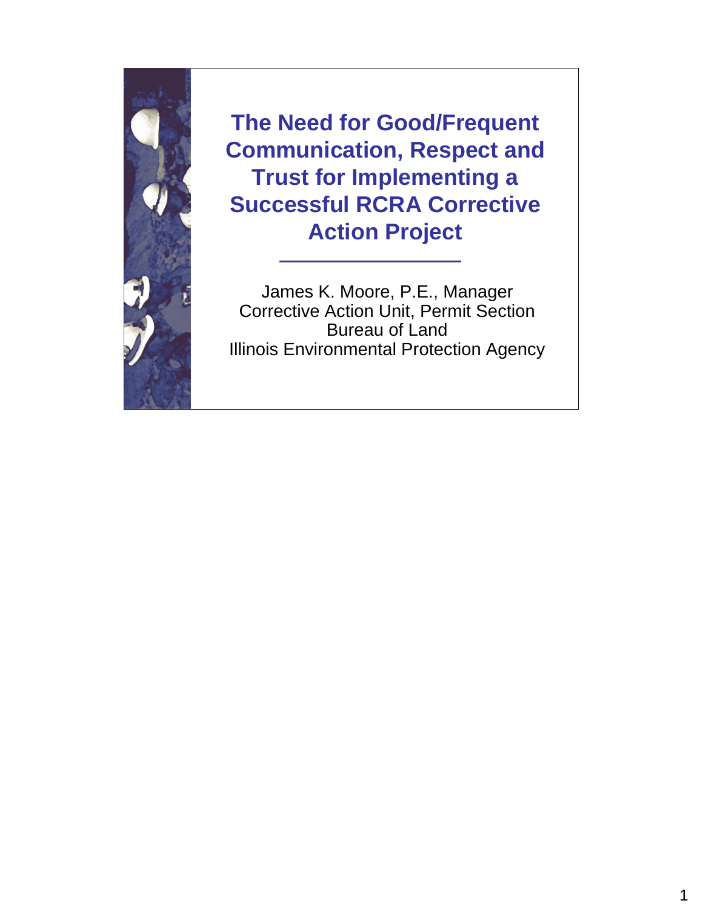# The Need for Good/Frequent Communication, Respect and Trust for Implementing a Successful RCRA Corrective Action Project

James K. Moore, P.E., Manager
Corrective Action Unit, Permit Section
Bureau of Land
Illinois Environmental Protection Agency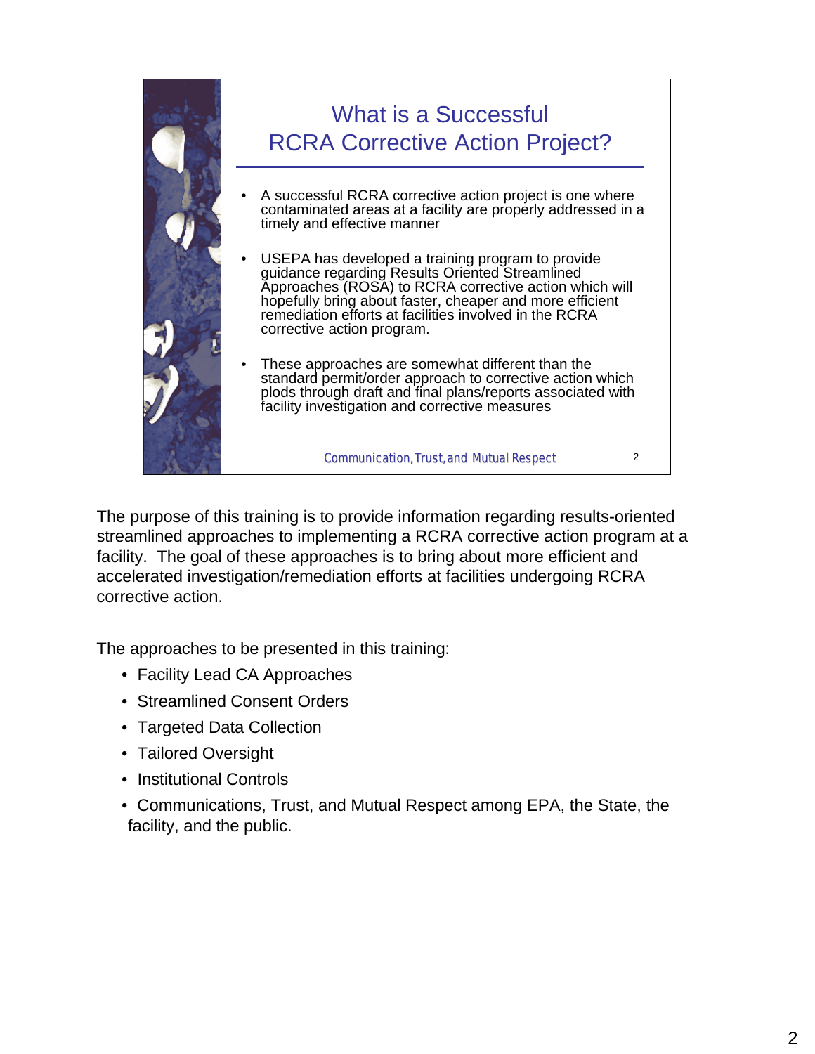## What is a Successful RCRA Corrective Action Project?

- A successful RCRA corrective action project is one where contaminated areas at a facility are properly addressed in a timely and effective manner
- USEPA has developed a training program to provide guidance regarding Results Oriented Streamlined Approaches (ROSA) to RCRA corrective action which will hopefully bring about faster, cheaper and more efficient remediation efforts at facilities involved in the RCRA corrective action program.
- These approaches are somewhat different than the standard permit/order approach to corrective action which plods through draft and final plans/reports associated with facility investigation and corrective measures

*Communication, Trust, and Mutual Respect*

The purpose of this training is to provide information regarding results-oriented streamlined approaches to implementing a RCRA corrective action program at a facility. The goal of these approaches is to bring about more efficient and accelerated investigation/remediation efforts at facilities undergoing RCRA corrective action.

The approaches to be presented in this training:

- Facility Lead CA Approaches
- Streamlined Consent Orders
- Targeted Data Collection
- Tailored Oversight
- Institutional Controls
- Communications, Trust, and Mutual Respect among EPA, the State, the facility, and the public.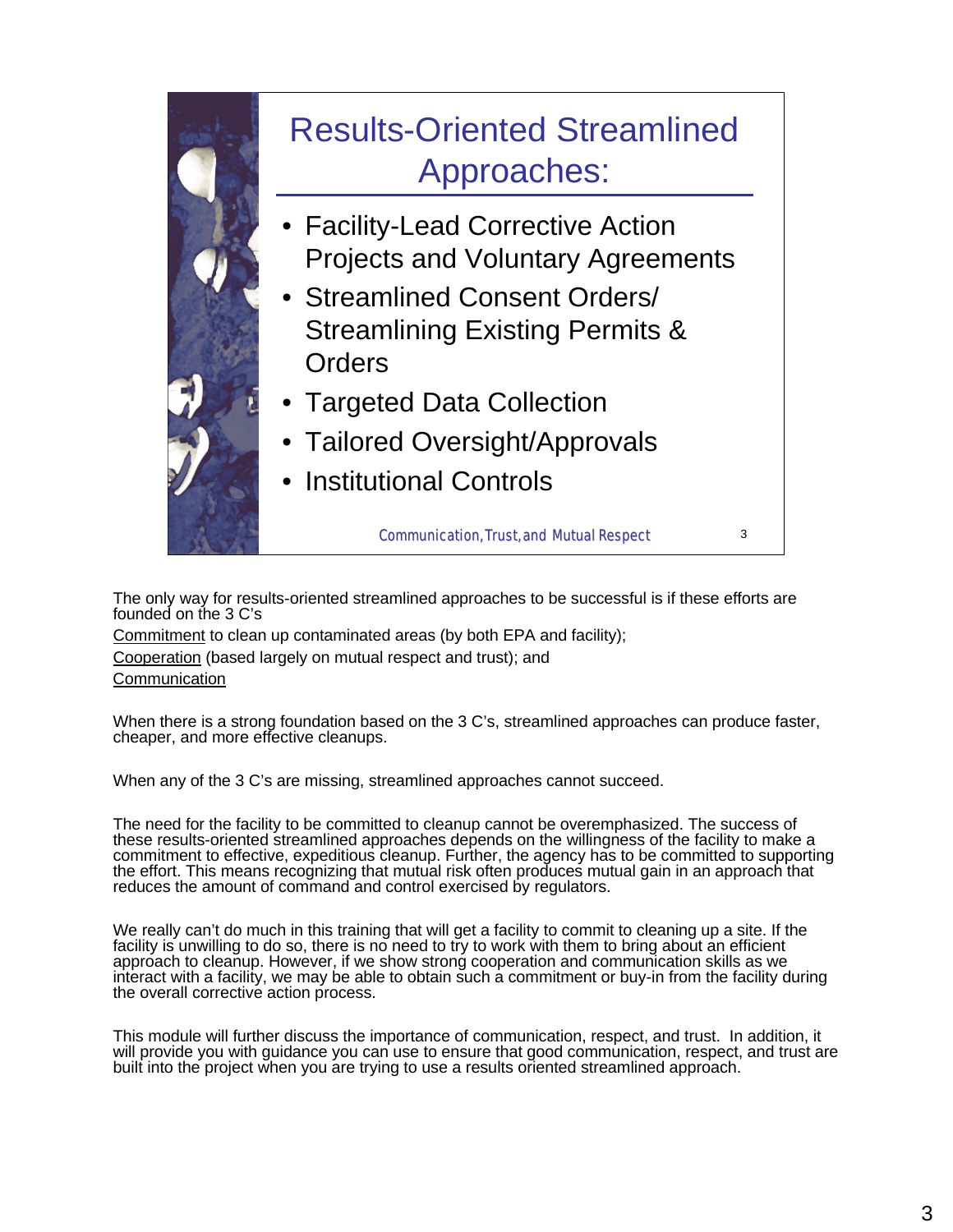## Results-Oriented Streamlined Approaches:

- Facility-Lead Corrective Action Projects and Voluntary Agreements
- Streamlined Consent Orders/ Streamlining Existing Permits & Orders
- Targeted Data Collection
- Tailored Oversight/Approvals
- Institutional Controls

*Communication, Trust, and Mutual Respect*

The only way for results-oriented streamlined approaches to be successful is if these efforts are founded on the 3 C's

Commitment to clean up contaminated areas (by both EPA and facility);

Cooperation (based largely on mutual respect and trust); and

Communication

When there is a strong foundation based on the 3 C's, streamlined approaches can produce faster, cheaper, and more effective cleanups.

When any of the 3 C's are missing, streamlined approaches cannot succeed.

The need for the facility to be committed to cleanup cannot be overemphasized. The success of these results-oriented streamlined approaches depends on the willingness of the facility to make a commitment to effective, expeditious cleanup. Further, the agency has to be committed to supporting the effort. This means recognizing that mutual risk often produces mutual gain in an approach that reduces the amount of command and control exercised by regulators.

We really can't do much in this training that will get a facility to commit to cleaning up a site. If the facility is unwilling to do so, there is no need to try to work with them to bring about an efficient approach to cleanup. However, if we show strong cooperation and communication skills as we interact with a facility, we may be able to obtain such a commitment or buy-in from the facility during the overall corrective action process.

This module will further discuss the importance of communication, respect, and trust. In addition, it will provide you with guidance you can use to ensure that good communication, respect, and trust are built into the project when you are trying to use a results oriented streamlined approach.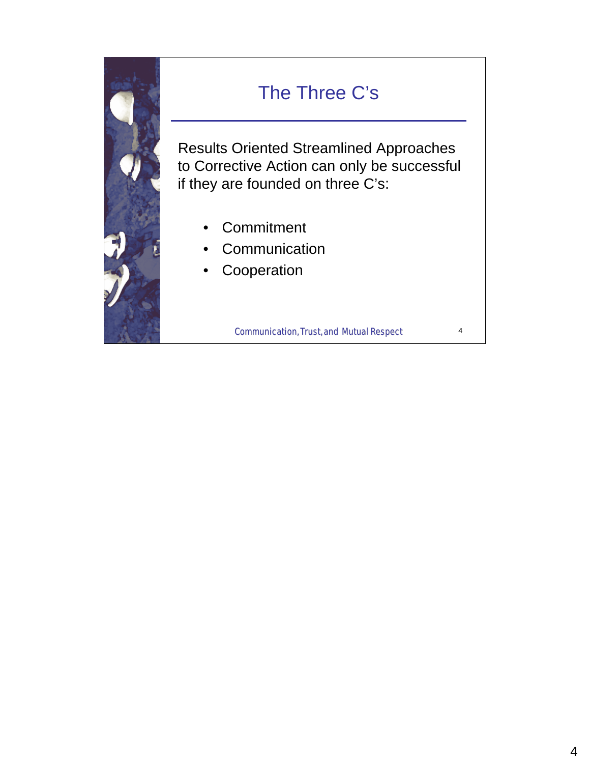# The Three C's

Results Oriented Streamlined Approaches to Corrective Action can only be successful if they are founded on three C's:

- Commitment
- Communication
- Cooperation

Communication, Trust, and Mutual Respect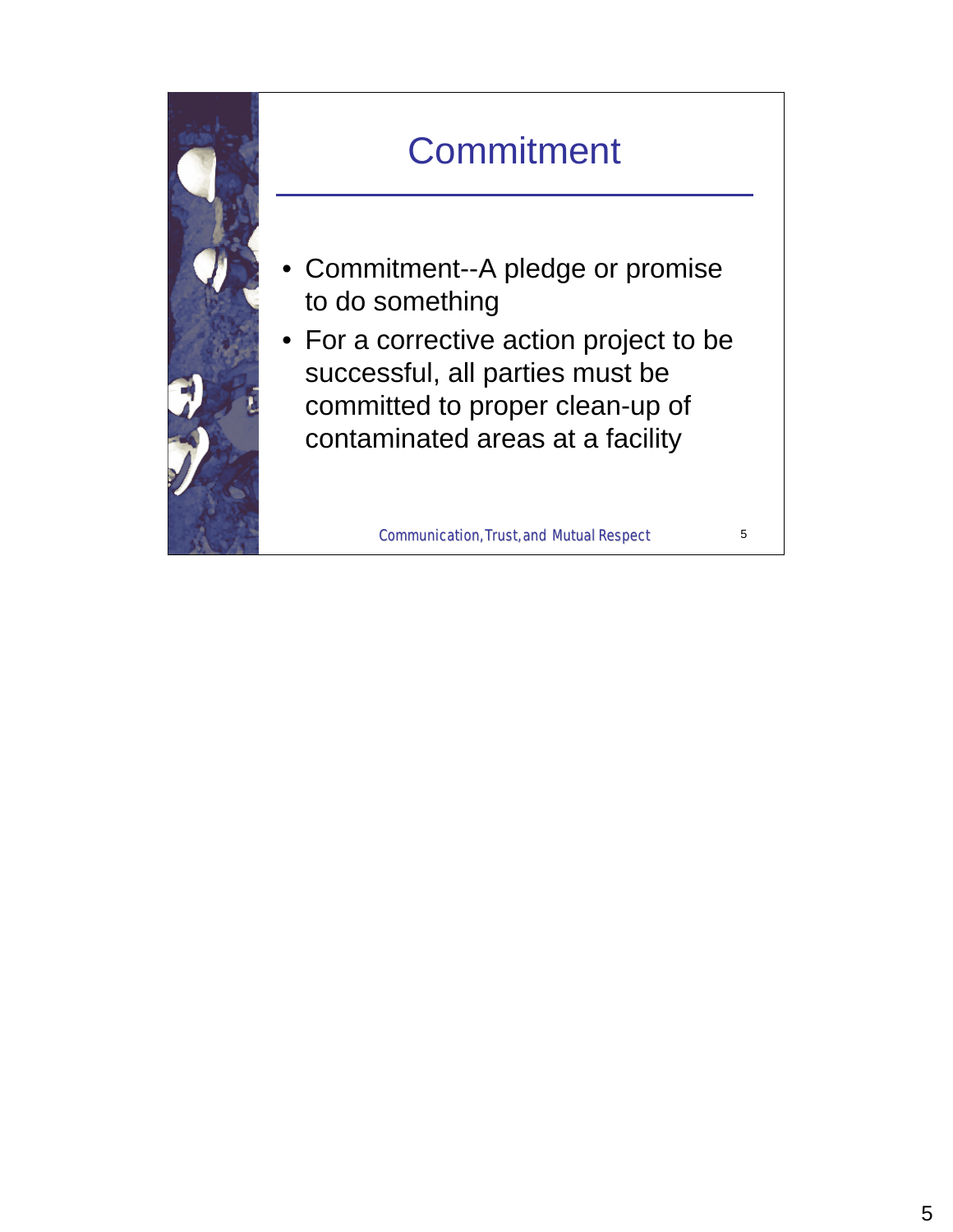# Commitment

- Commitment--A pledge or promise to do something
- For a corrective action project to be successful, all parties must be committed to proper clean-up of contaminated areas at a facility

Communication, Trust, and Mutual Respect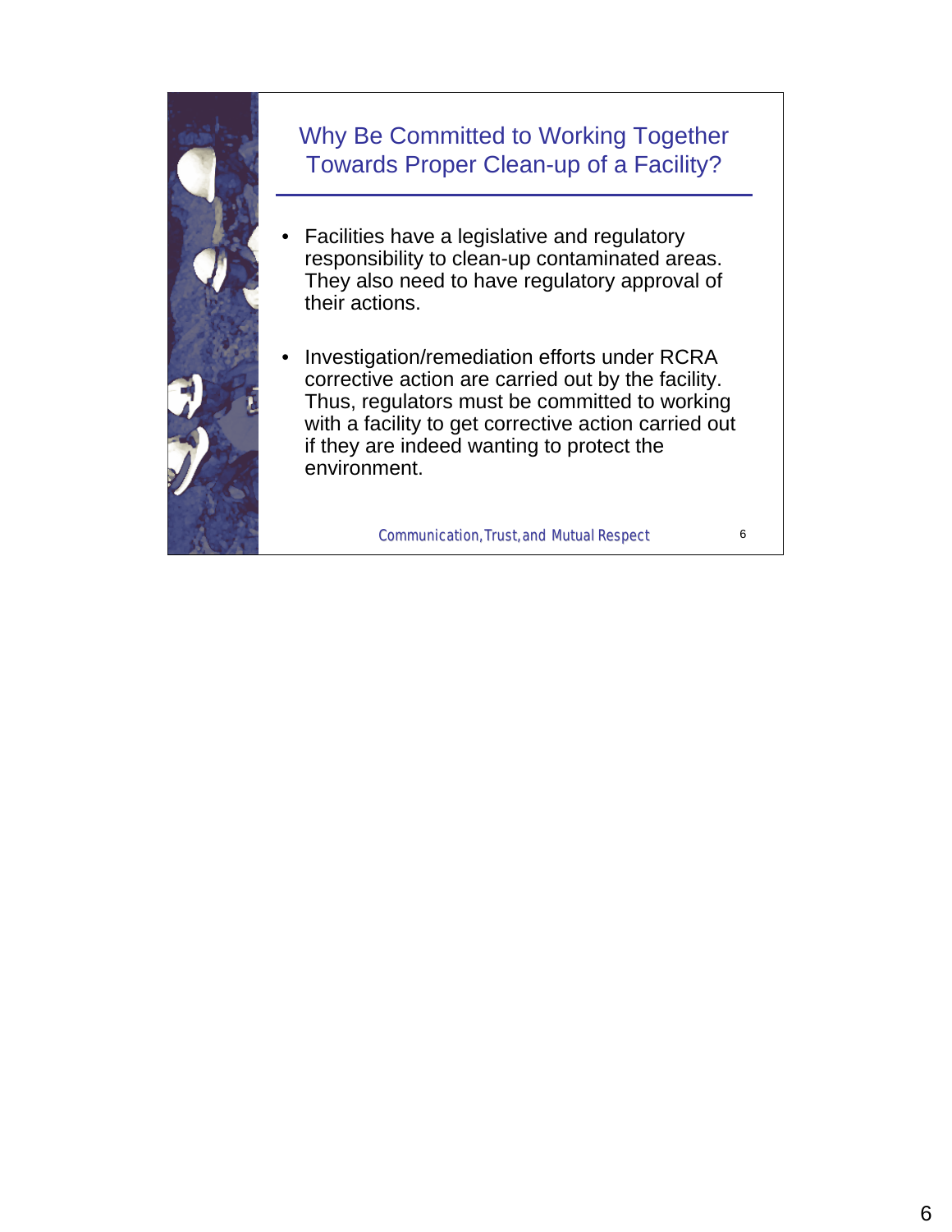## Why Be Committed to Working Together Towards Proper Clean-up of a Facility?

- Facilities have a legislative and regulatory responsibility to clean-up contaminated areas. They also need to have regulatory approval of their actions.
- Investigation/remediation efforts under RCRA corrective action are carried out by the facility. Thus, regulators must be committed to working with a facility to get corrective action carried out if they are indeed wanting to protect the environment.

Communication, Trust, and Mutual Respect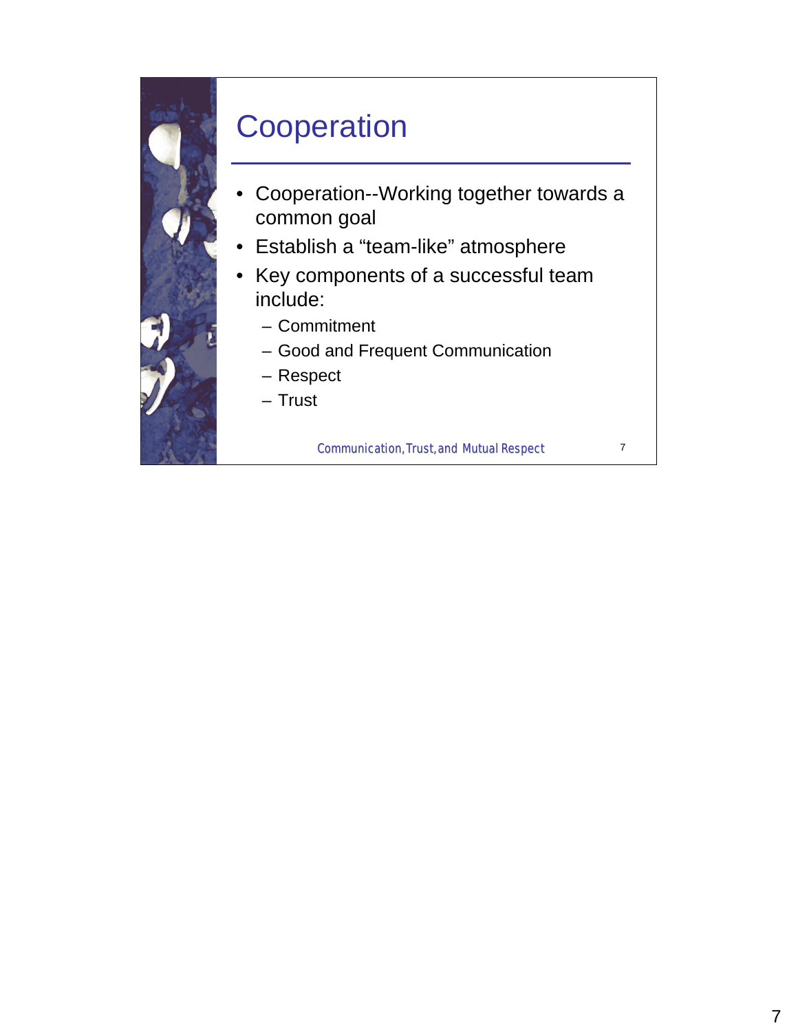# Cooperation

- Cooperation--Working together towards a common goal
- Establish a “team-like” atmosphere
- Key components of a successful team include:
  - Commitment
  - Good and Frequent Communication
  - Respect
  - Trust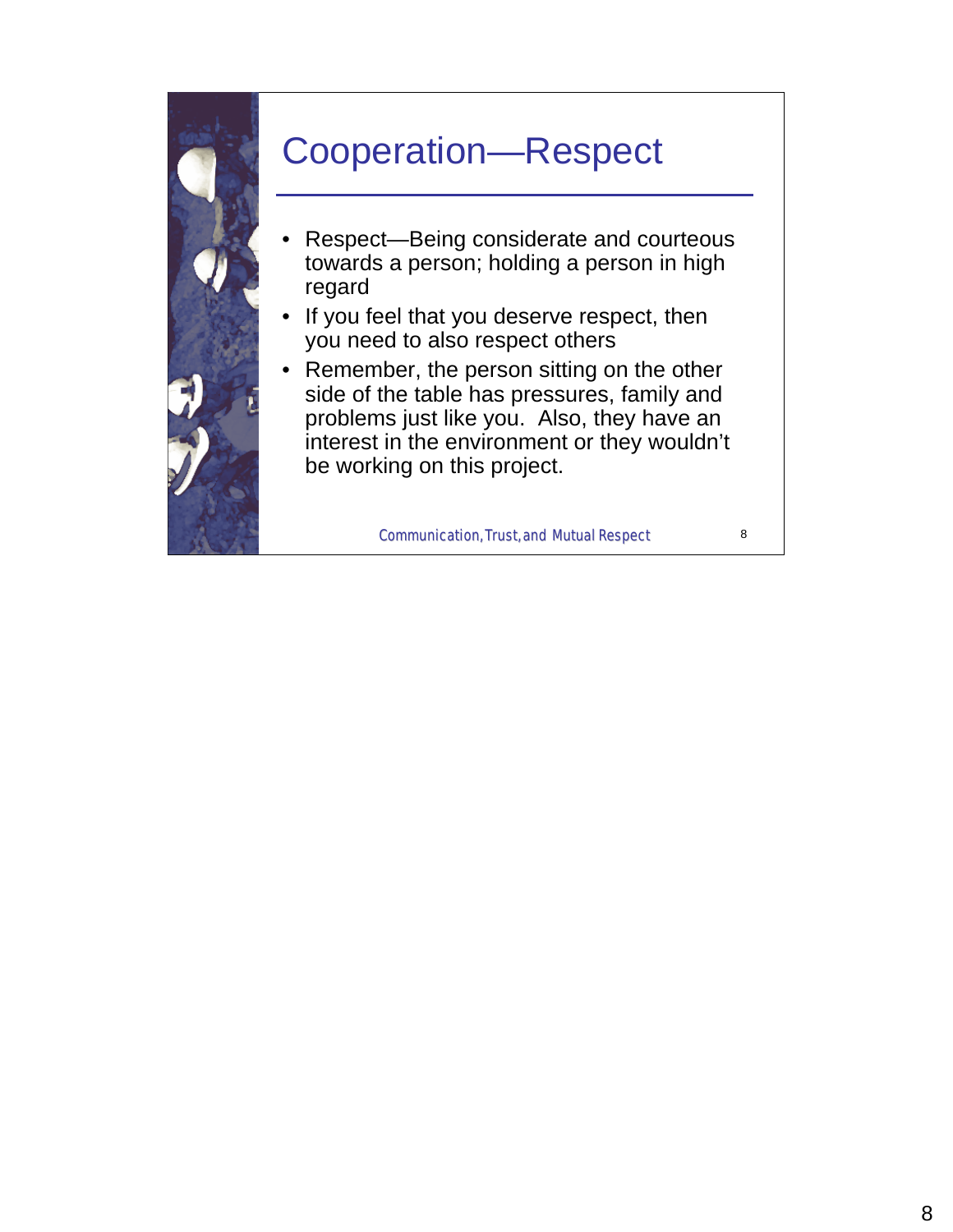# Cooperation—Respect

- Respect—Being considerate and courteous towards a person; holding a person in high regard
- If you feel that you deserve respect, then you need to also respect others
- Remember, the person sitting on the other side of the table has pressures, family and problems just like you. Also, they have an interest in the environment or they wouldn't be working on this project.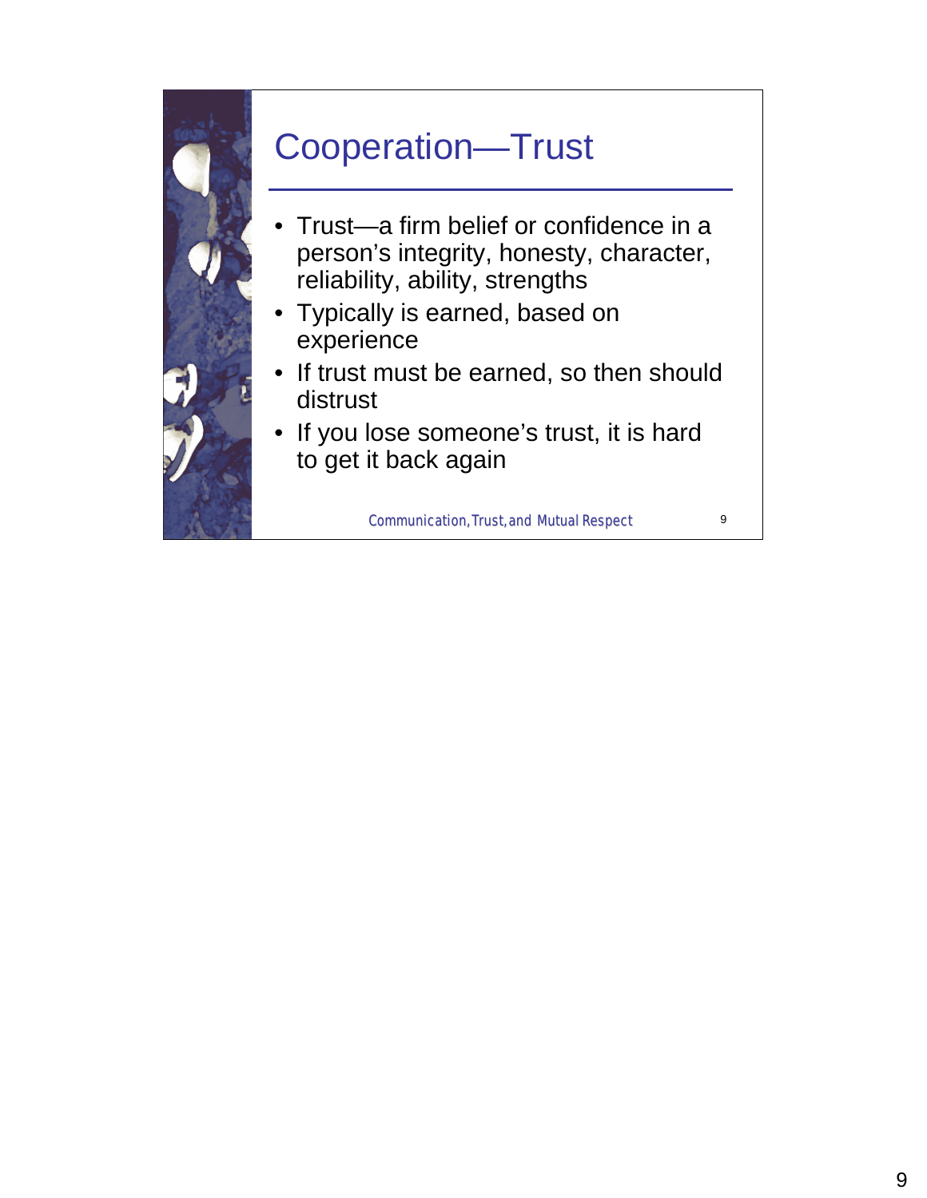# Cooperation—Trust

- Trust—a firm belief or confidence in a person's integrity, honesty, character, reliability, ability, strengths
- Typically is earned, based on experience
- If trust must be earned, so then should distrust
- If you lose someone's trust, it is hard to get it back again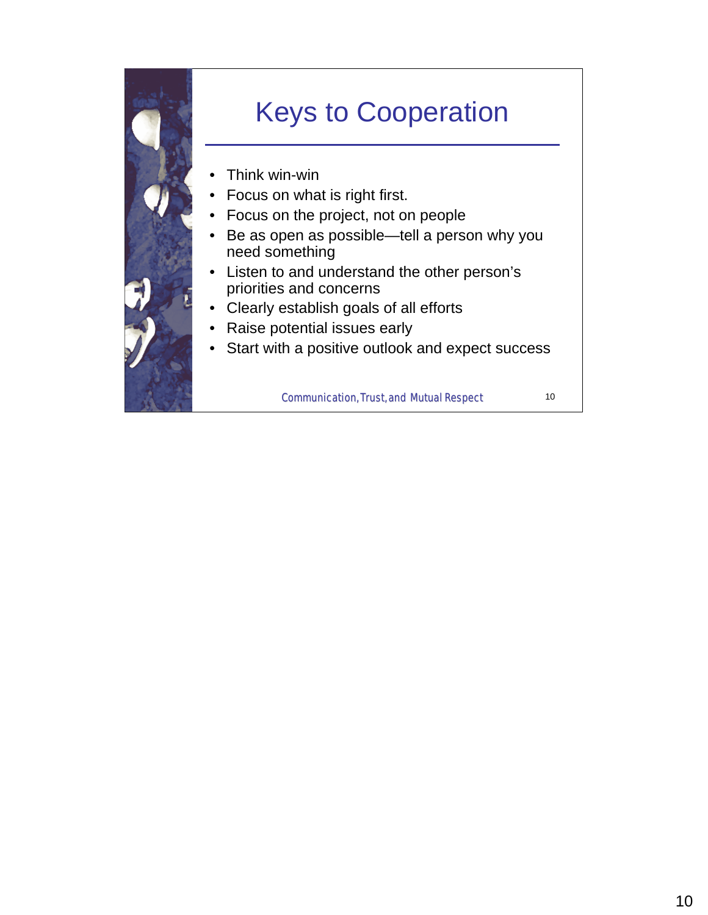# Keys to Cooperation

- Think win-win
- Focus on what is right first.
- Focus on the project, not on people
- Be as open as possible—tell a person why you need something
- Listen to and understand the other person's priorities and concerns
- Clearly establish goals of all efforts
- Raise potential issues early
- Start with a positive outlook and expect success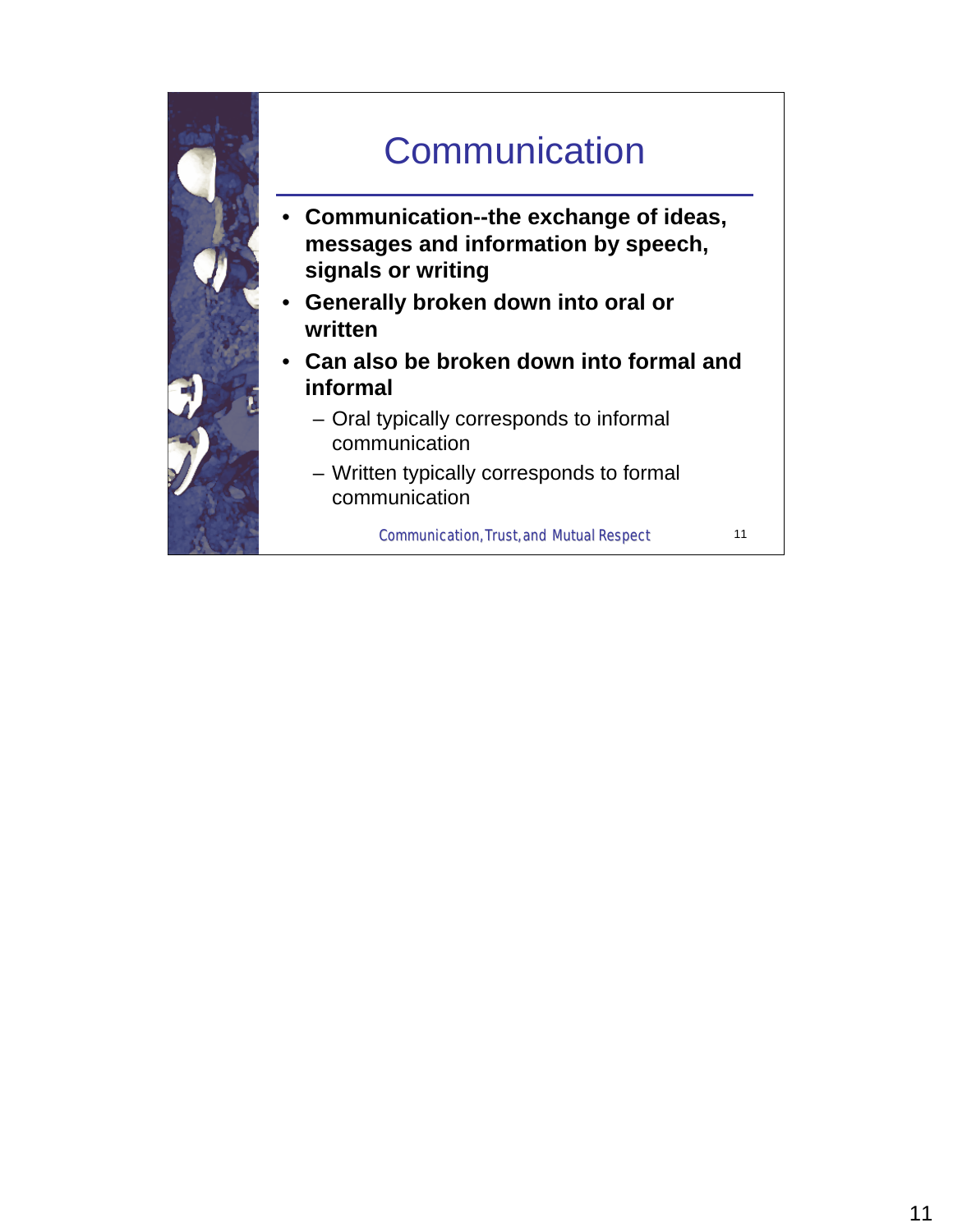# Communication

- **Communication--the exchange of ideas, messages and information by speech, signals or writing**
- **Generally broken down into oral or written**
- **Can also be broken down into formal and informal**
  - Oral typically corresponds to informal communication
  - Written typically corresponds to formal communication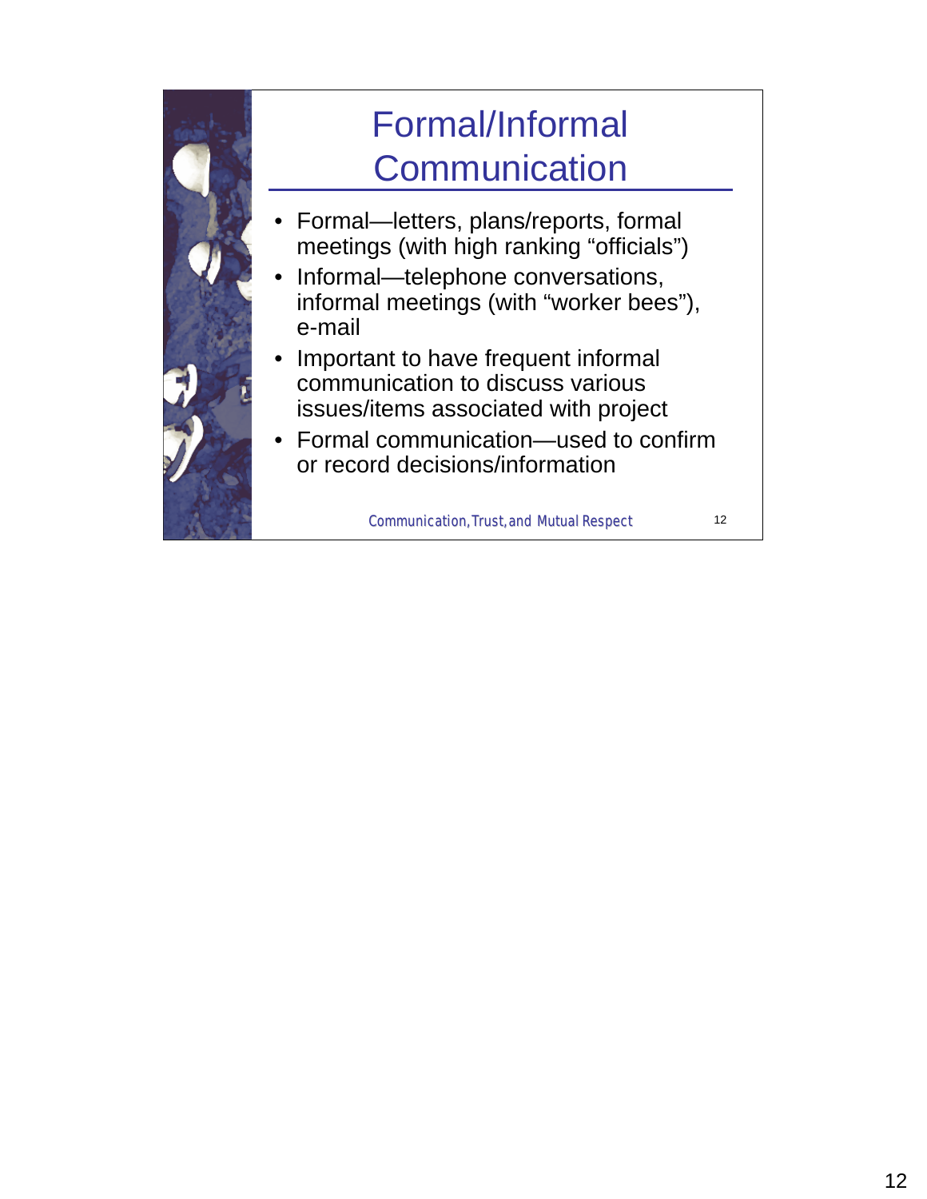# Formal/Informal Communication

- Formal—letters, plans/reports, formal meetings (with high ranking "officials")
- Informal—telephone conversations, informal meetings (with "worker bees"), e-mail
- Important to have frequent informal communication to discuss various issues/items associated with project
- Formal communication—used to confirm or record decisions/information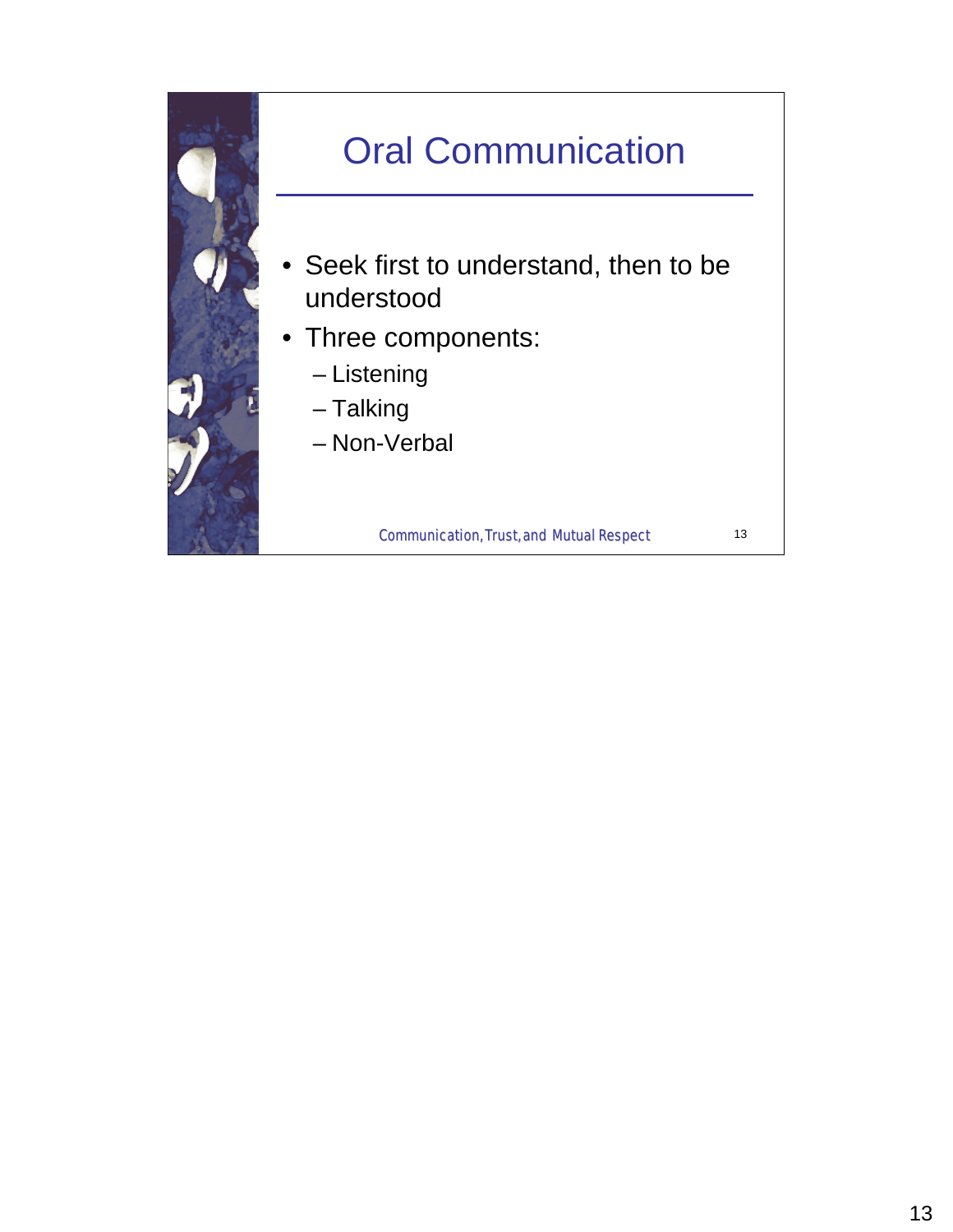# Oral Communication

- Seek first to understand, then to be understood
- Three components:
  - Listening
  - Talking
  - Non-Verbal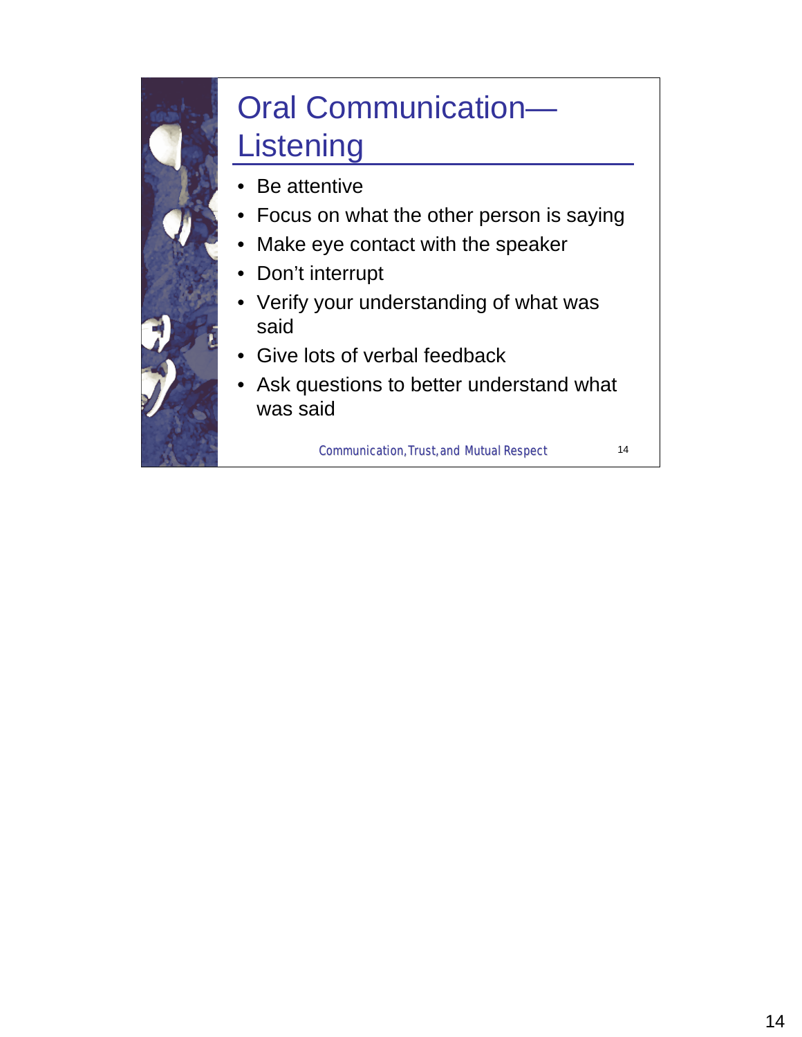# Oral Communication—Listening

- Be attentive
- Focus on what the other person is saying
- Make eye contact with the speaker
- Don't interrupt
- Verify your understanding of what was said
- Give lots of verbal feedback
- Ask questions to better understand what was said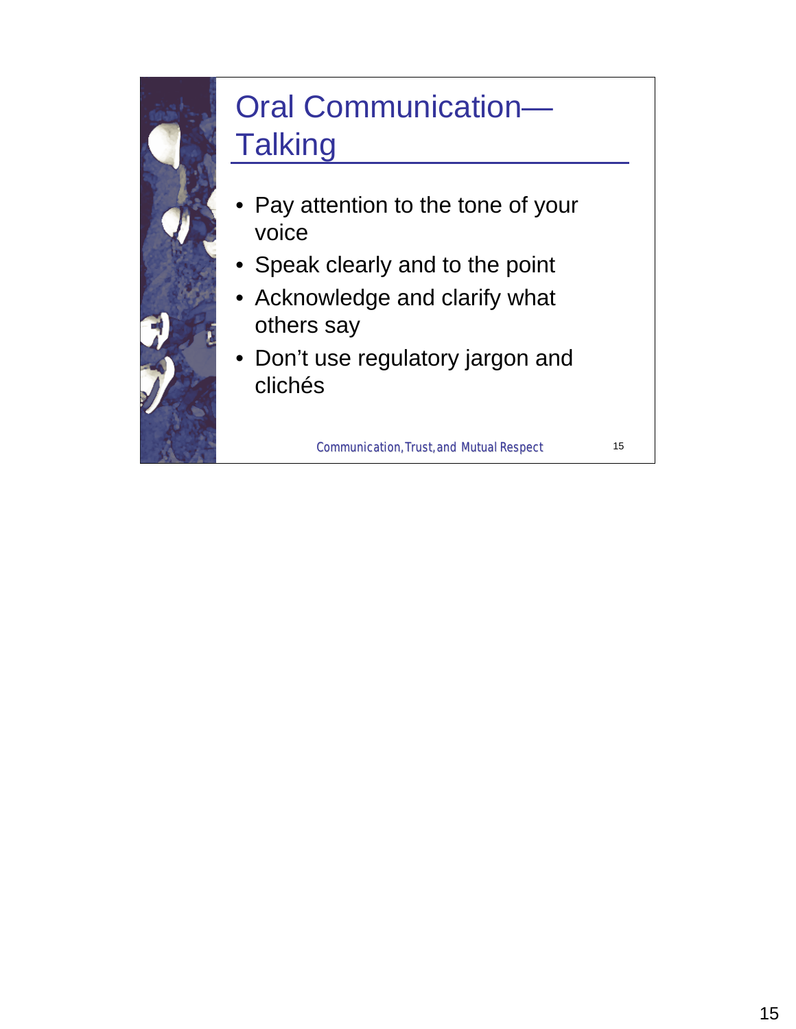# Oral Communication—Talking

- Pay attention to the tone of your voice
- Speak clearly and to the point
- Acknowledge and clarify what others say
- Don't use regulatory jargon and clichés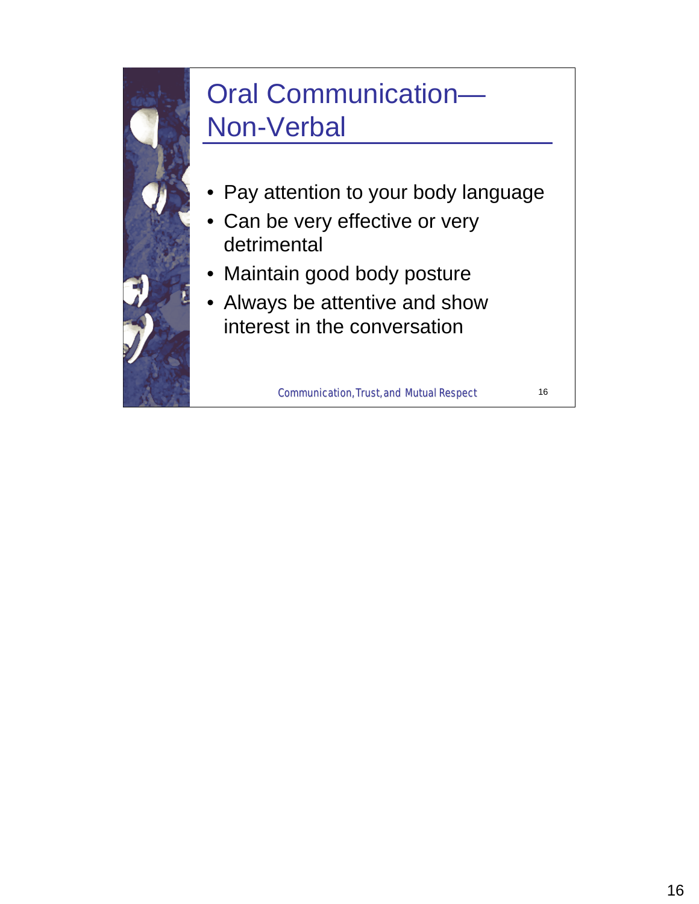# Oral Communication—Non-Verbal

- Pay attention to your body language
- Can be very effective or very detrimental
- Maintain good body posture
- Always be attentive and show interest in the conversation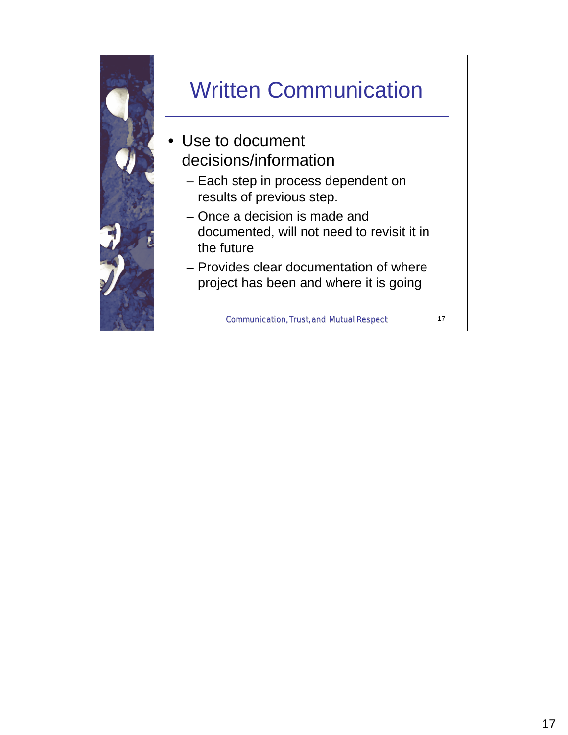# Written Communication

- Use to document decisions/information
  - Each step in process dependent on results of previous step.
  - Once a decision is made and documented, will not need to revisit it in the future
  - Provides clear documentation of where project has been and where it is going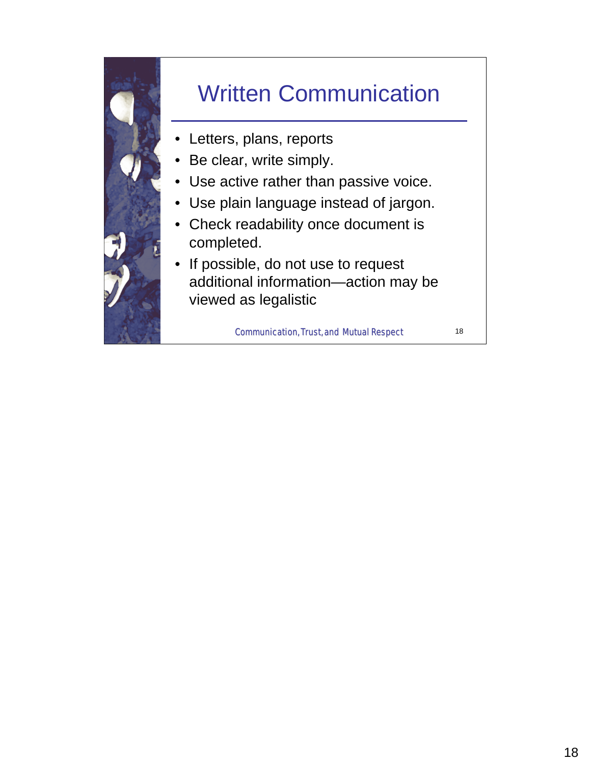# Written Communication

- Letters, plans, reports
- Be clear, write simply.
- Use active rather than passive voice.
- Use plain language instead of jargon.
- Check readability once document is completed.
- If possible, do not use to request additional information—action may be viewed as legalistic

Communication, Trust, and Mutual Respect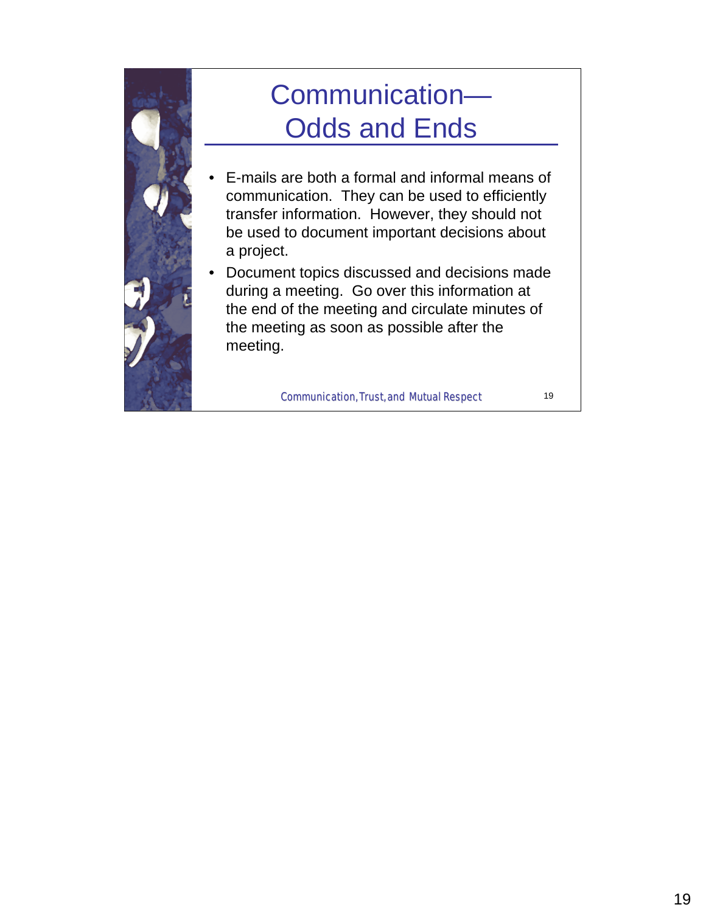# Communication— Odds and Ends

- E-mails are both a formal and informal means of communication. They can be used to efficiently transfer information. However, they should not be used to document important decisions about a project.
- Document topics discussed and decisions made during a meeting. Go over this information at the end of the meeting and circulate minutes of the meeting as soon as possible after the meeting.

Communication, Trust, and Mutual Respect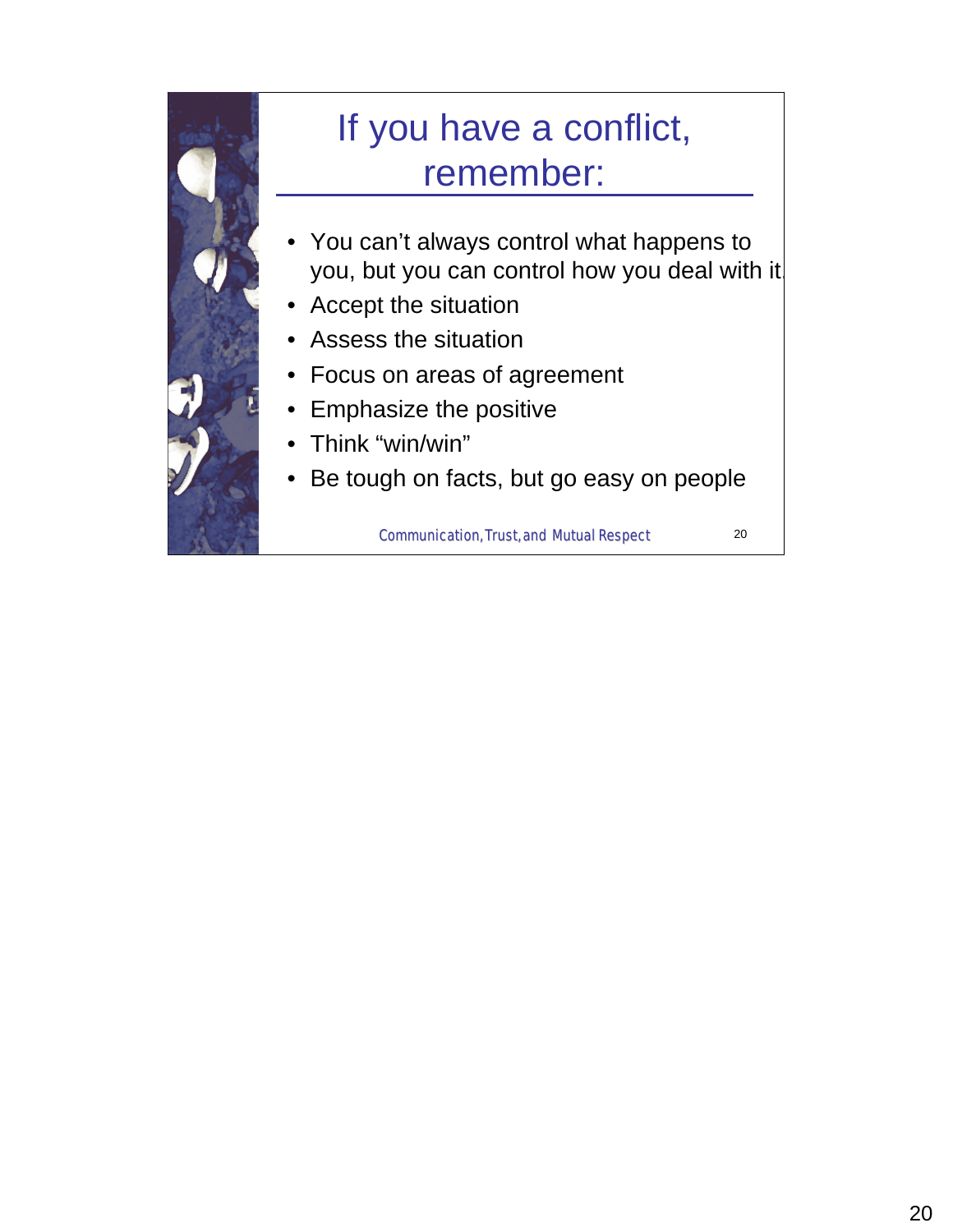# If you have a conflict, remember:

- You can't always control what happens to you, but you can control how you deal with it.
- Accept the situation
- Assess the situation
- Focus on areas of agreement
- Emphasize the positive
- Think "win/win"
- Be tough on facts, but go easy on people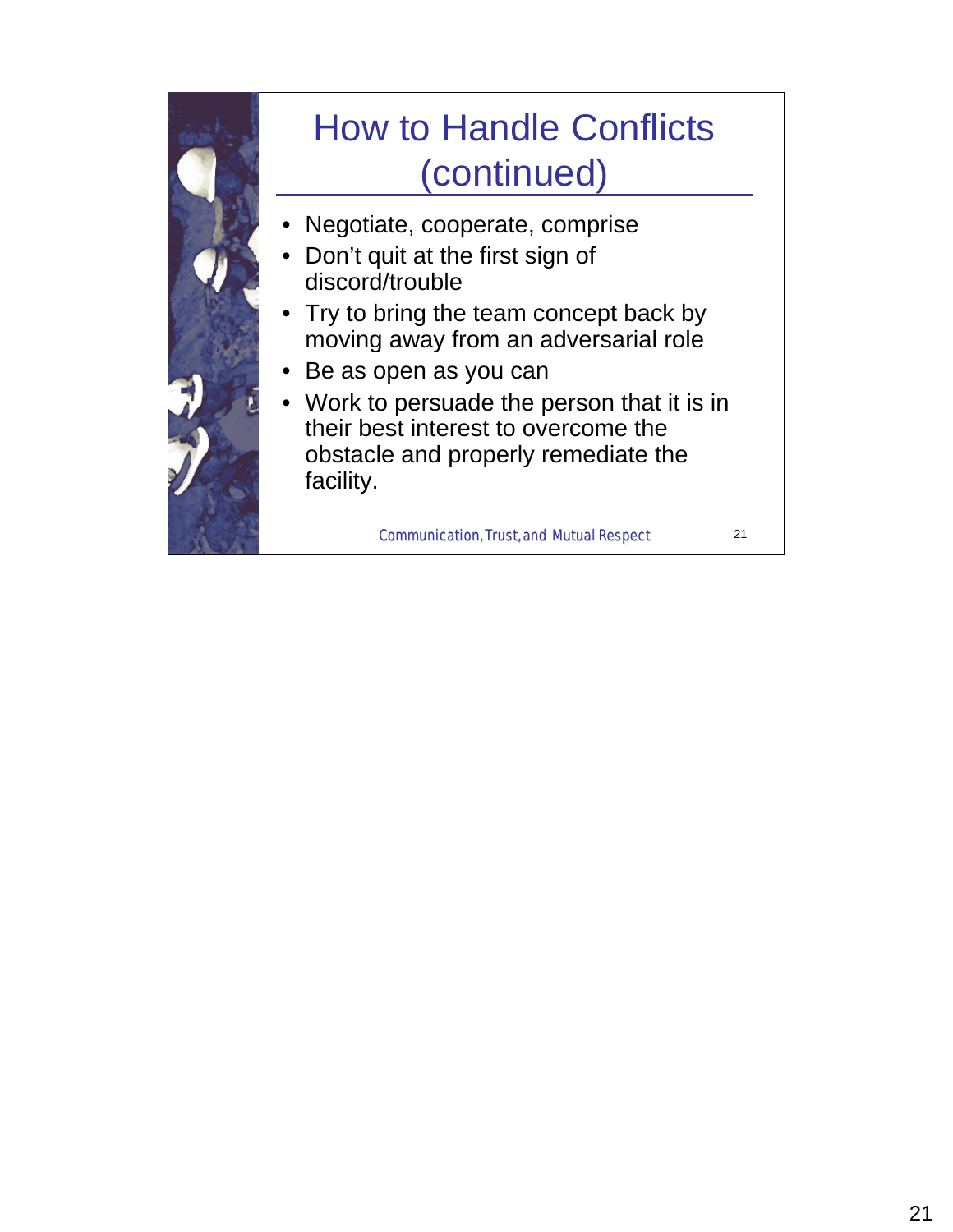# How to Handle Conflicts (continued)

- Negotiate, cooperate, comprise
- Don't quit at the first sign of discord/trouble
- Try to bring the team concept back by moving away from an adversarial role
- Be as open as you can
- Work to persuade the person that it is in their best interest to overcome the obstacle and properly remediate the facility.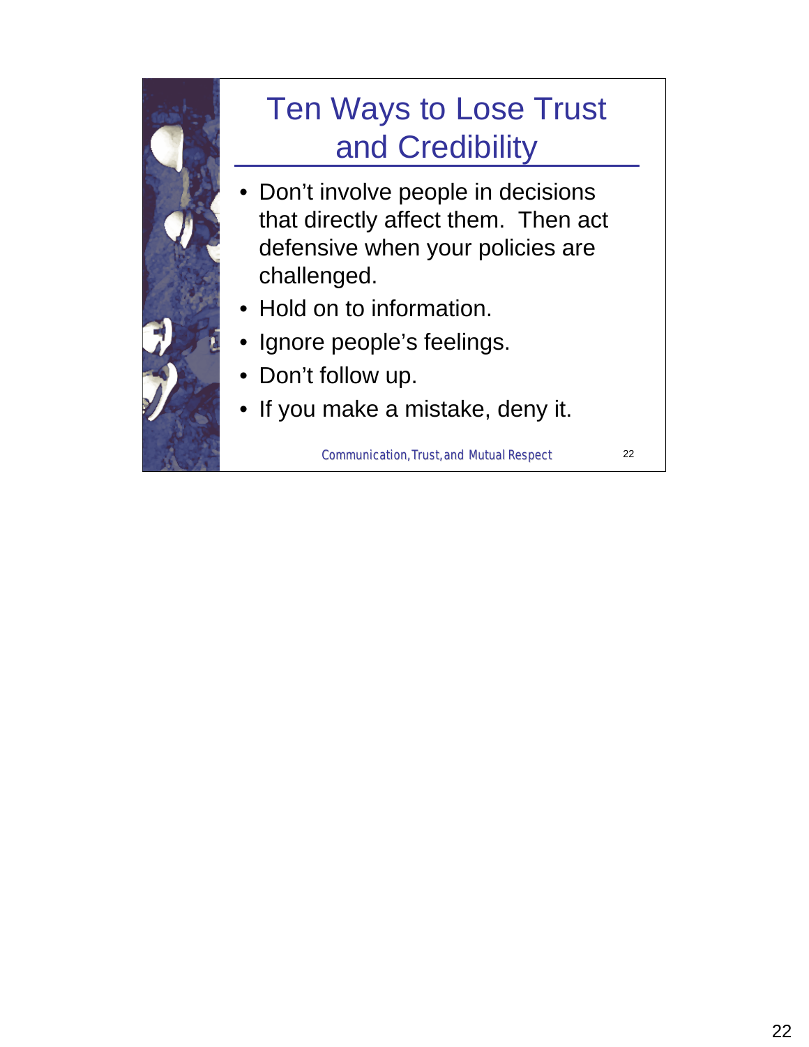# Ten Ways to Lose Trust and Credibility

- Don't involve people in decisions that directly affect them. Then act defensive when your policies are challenged.
- Hold on to information.
- Ignore people's feelings.
- Don't follow up.
- If you make a mistake, deny it.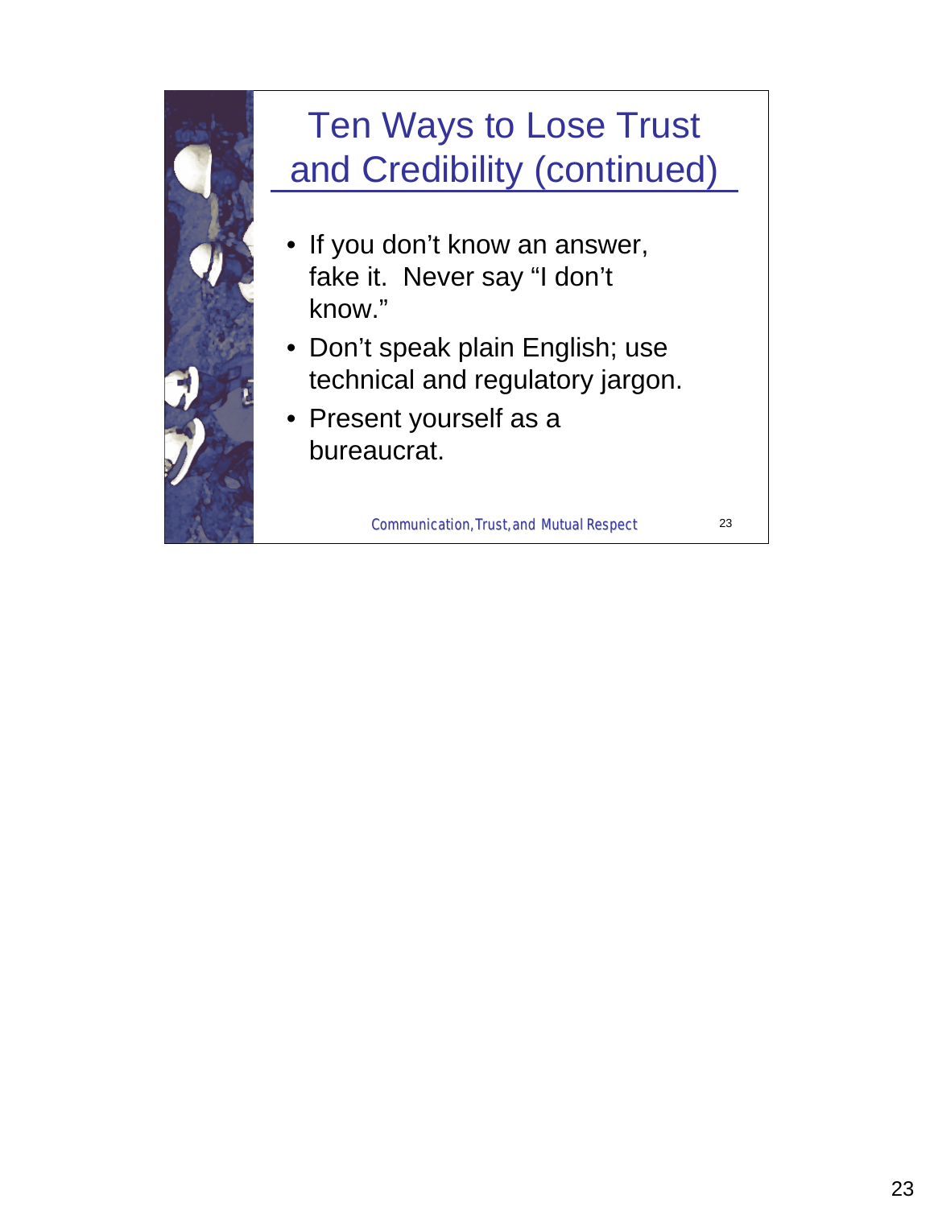# Ten Ways to Lose Trust and Credibility (continued)

- If you don't know an answer, fake it. Never say "I don't know."
- Don't speak plain English; use technical and regulatory jargon.
- Present yourself as a bureaucrat.

Communication, Trust, and Mutual Respect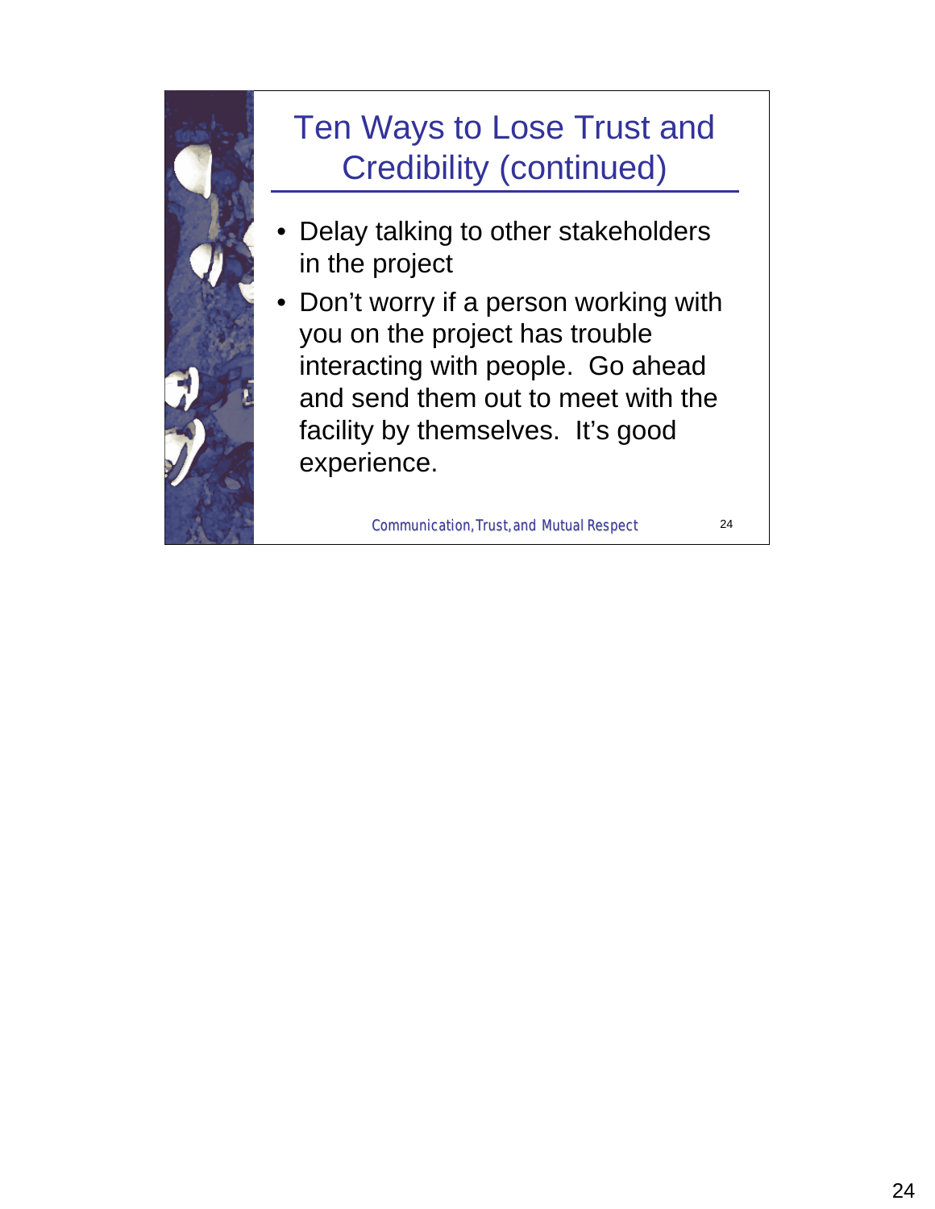# Ten Ways to Lose Trust and Credibility (continued)

- Delay talking to other stakeholders in the project
- Don't worry if a person working with you on the project has trouble interacting with people. Go ahead and send them out to meet with the facility by themselves. It's good experience.

Communication, Trust, and Mutual Respect